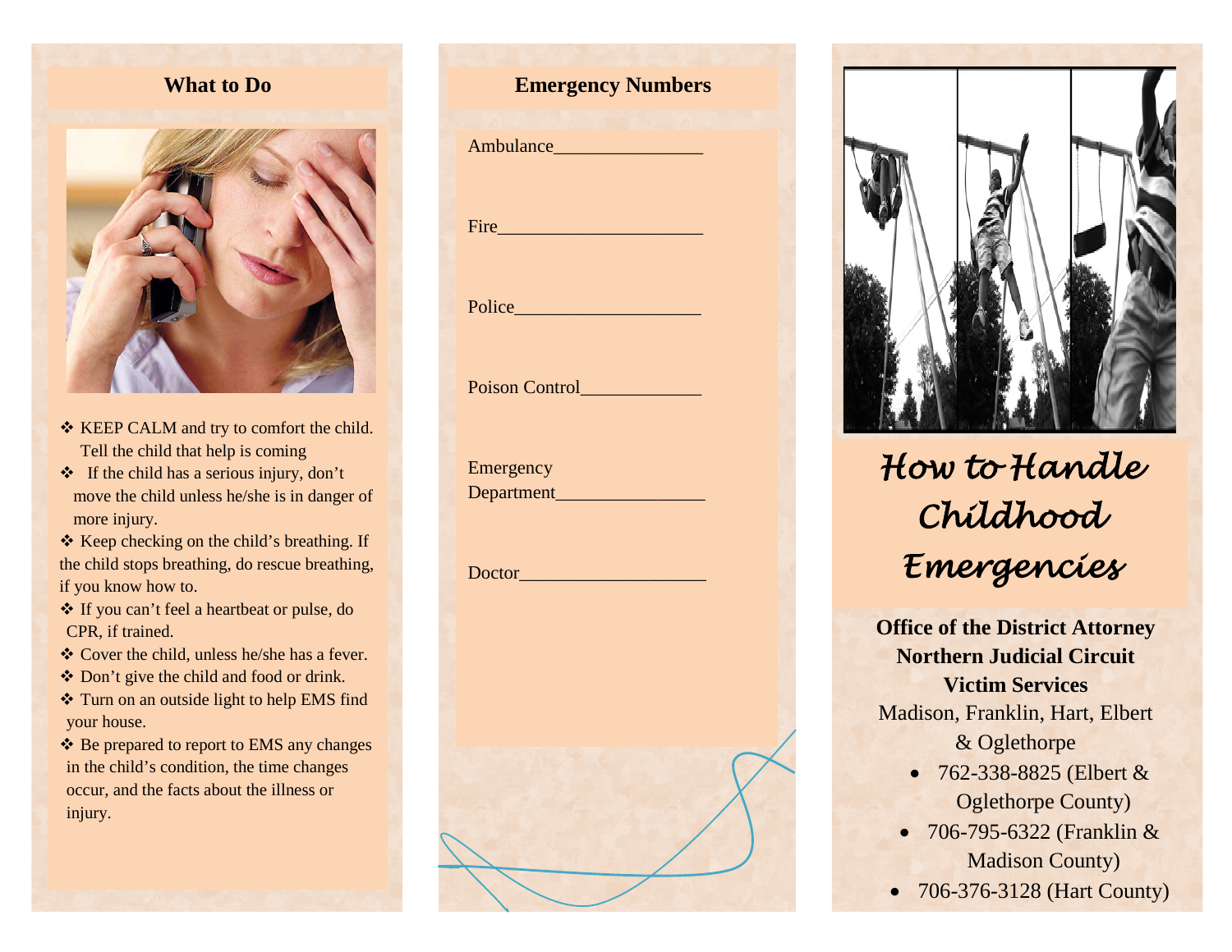## What to Do

- KEEP CALM and try to comfort the child. Tell the child that help is coming
- If the child has a serious injury, don't move the child unless he/she is in danger of more injury.
- Keep checking on the child's breathing. If the child stops breathing, do rescue breathing, if you know how to.
- If you can't feel a heartbeat or pulse, do CPR, if trained.
- Cover the child, unless he/she has a fever.
- Don't give the child and food or drink.
- Turn on an outside light to help EMS find your house.
- Be prepared to report to EMS any changes in the child's condition, the time changes occur, and the facts about the illness or injury.

## Emergency Numbers

Ambulance________________

Fire______________________

Police____________________

Poison Control_____________

Emergency Department________________

Doctor____________________

# How to Handle Childhood Emergencies

**Office of the District Attorney**
**Northern Judicial Circuit**
**Victim Services**

Madison, Franklin, Hart, Elbert & Oglethorpe

- 762-338-8825 (Elbert & Oglethorpe County)
- 706-795-6322 (Franklin & Madison County)
- 706-376-3128 (Hart County)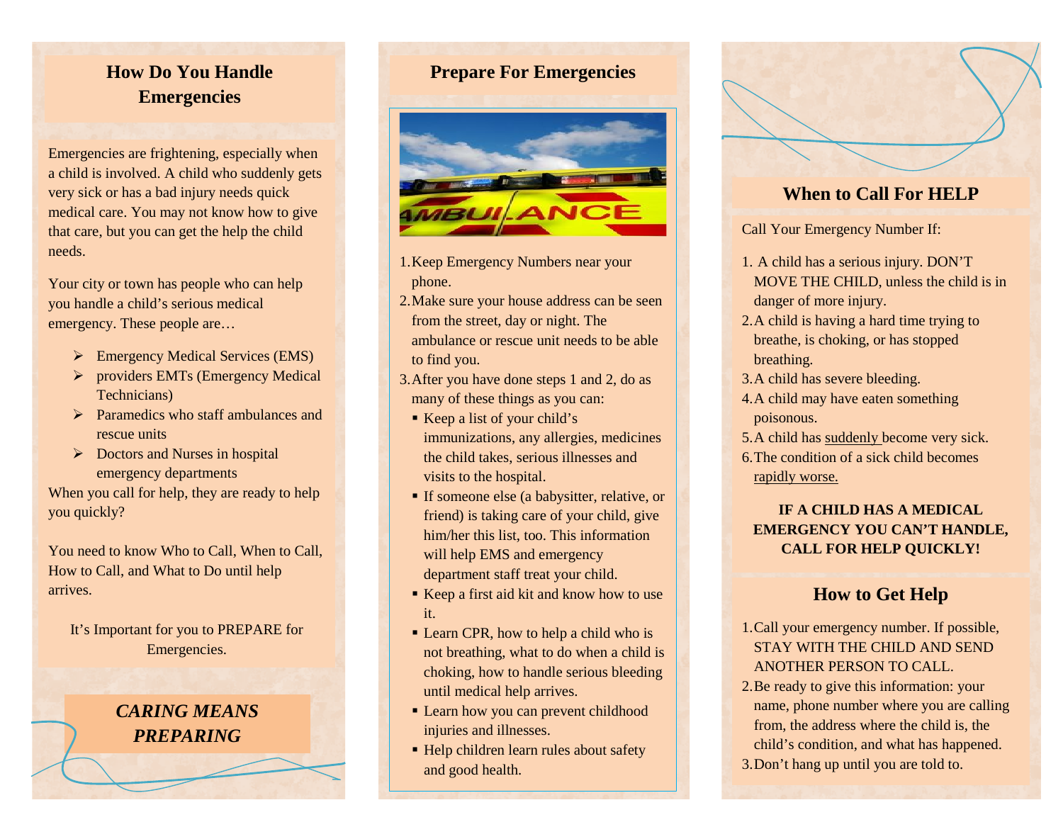## How Do You Handle Emergencies

Emergencies are frightening, especially when a child is involved. A child who suddenly gets very sick or has a bad injury needs quick medical care. You may not know how to give that care, but you can get the help the child needs.

Your city or town has people who can help you handle a child's serious medical emergency. These people are…

- Emergency Medical Services (EMS)
- providers EMTs (Emergency Medical Technicians)
- Paramedics who staff ambulances and rescue units
- Doctors and Nurses in hospital emergency departments

When you call for help, they are ready to help you quickly?

You need to know Who to Call, When to Call, How to Call, and What to Do until help arrives.

It's Important for you to PREPARE for Emergencies.

***CARING MEANS PREPARING***

## Prepare For Emergencies

1. Keep Emergency Numbers near your phone.
2. Make sure your house address can be seen from the street, day or night. The ambulance or rescue unit needs to be able to find you.
3. After you have done steps 1 and 2, do as many of these things as you can:
   - Keep a list of your child's immunizations, any allergies, medicines the child takes, serious illnesses and visits to the hospital.
   - If someone else (a babysitter, relative, or friend) is taking care of your child, give him/her this list, too. This information will help EMS and emergency department staff treat your child.
   - Keep a first aid kit and know how to use it.
   - Learn CPR, how to help a child who is not breathing, what to do when a child is choking, how to handle serious bleeding until medical help arrives.
   - Learn how you can prevent childhood injuries and illnesses.
   - Help children learn rules about safety and good health.

## When to Call For HELP

Call Your Emergency Number If:

1. A child has a serious injury. DON'T MOVE THE CHILD, unless the child is in danger of more injury.
2. A child is having a hard time trying to breathe, is choking, or has stopped breathing.
3. A child has severe bleeding.
4. A child may have eaten something poisonous.
5. A child has <u>suddenly</u> become very sick.
6. The condition of a sick child becomes <u>rapidly worse.</u>

**IF A CHILD HAS A MEDICAL EMERGENCY YOU CAN'T HANDLE, CALL FOR HELP QUICKLY!**

## How to Get Help

1. Call your emergency number. If possible, STAY WITH THE CHILD AND SEND ANOTHER PERSON TO CALL.
2. Be ready to give this information: your name, phone number where you are calling from, the address where the child is, the child's condition, and what has happened.
3. Don't hang up until you are told to.